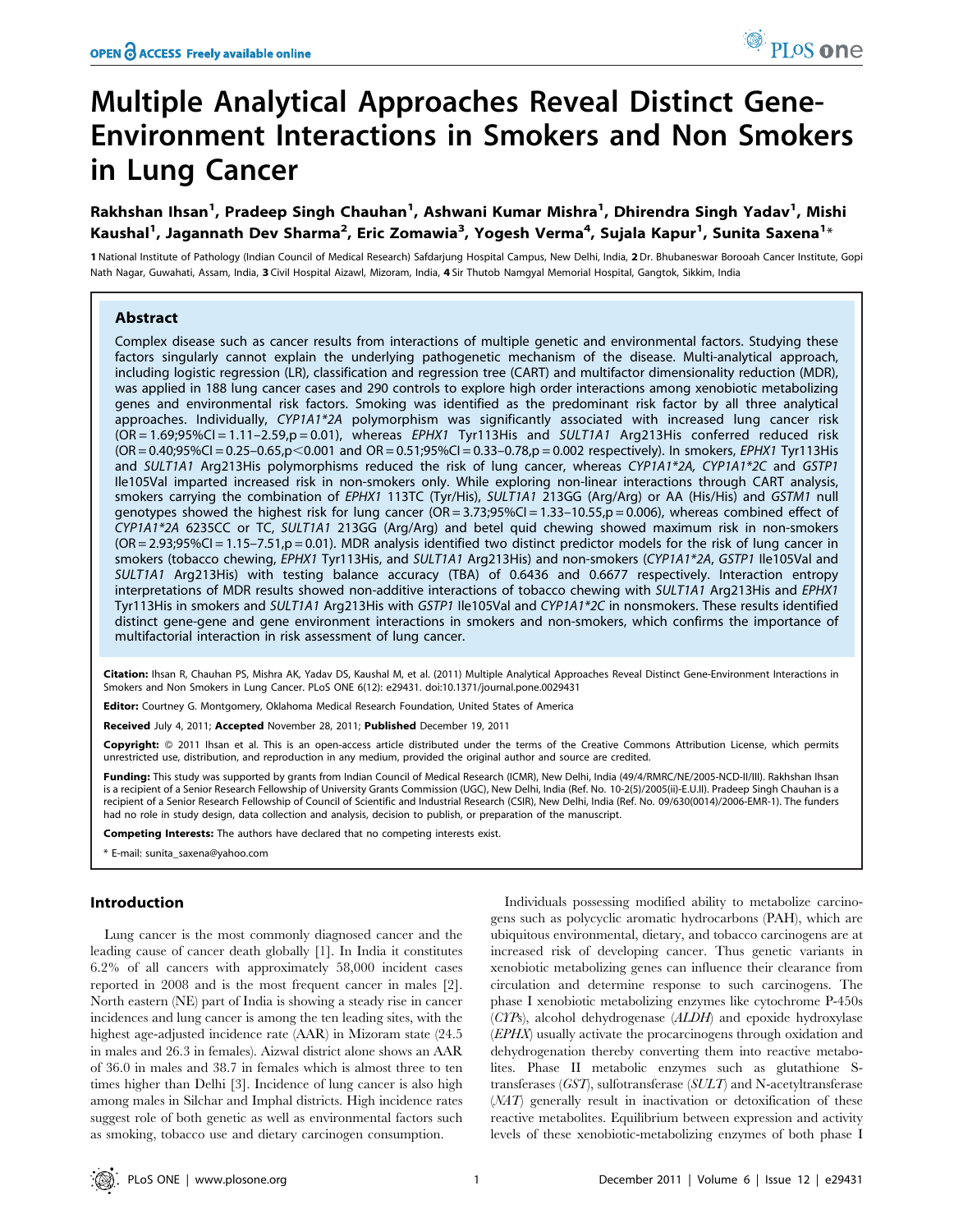# Multiple Analytical Approaches Reveal Distinct Gene-Environment Interactions in Smokers and Non Smokers in Lung Cancer

**Rakhshan Ihsan[1], Pradeep Singh Chauhan[1], Ashwani Kumar Mishra[1], Dhirendra Singh Yadav[1], Mishi Kaushal[1], Jagannath Dev Sharma[2], Eric Zomawia[3], Yogesh Verma[4], Sujala Kapur[1], Sunita Saxena[1]***

**1** National Institute of Pathology (Indian Council of Medical Research) Safdarjung Hospital Campus, New Delhi, India, **2** Dr. Bhubaneswar Borooah Cancer Institute, Gopi Nath Nagar, Guwahati, Assam, India, **3** Civil Hospital Aizawl, Mizoram, India, **4** Sir Thutob Namgyal Memorial Hospital, Gangtok, Sikkim, India

## Abstract

Complex disease such as cancer results from interactions of multiple genetic and environmental factors. Studying these factors singularly cannot explain the underlying pathogenetic mechanism of the disease. Multi-analytical approach, including logistic regression (LR), classification and regression tree (CART) and multifactor dimensionality reduction (MDR), was applied in 188 lung cancer cases and 290 controls to explore high order interactions among xenobiotic metabolizing genes and environmental risk factors. Smoking was identified as the predominant risk factor by all three analytical approaches. Individually, *CYP1A1*2A* polymorphism was significantly associated with increased lung cancer risk (OR = 1.69;95%CI = 1.11–2.59,p = 0.01), whereas *EPHX1* Tyr113His and *SULT1A1* Arg213His conferred reduced risk (OR = 0.40;95%CI = 0.25–0.65,p<0.001 and OR = 0.51;95%CI = 0.33–0.78,p = 0.002 respectively). In smokers, *EPHX1* Tyr113His and *SULT1A1* Arg213His polymorphisms reduced the risk of lung cancer, whereas *CYP1A1*2A, CYP1A1*2C* and *GSTP1* Ile105Val imparted increased risk in non-smokers only. While exploring non-linear interactions through CART analysis, smokers carrying the combination of *EPHX1* 113TC (Tyr/His), *SULT1A1* 213GG (Arg/Arg) or AA (His/His) and *GSTM1* null genotypes showed the highest risk for lung cancer (OR = 3.73;95%CI = 1.33–10.55,p = 0.006), whereas combined effect of *CYP1A1*2A* 6235CC or TC, *SULT1A1* 213GG (Arg/Arg) and betel quid chewing showed maximum risk in non-smokers (OR = 2.93;95%CI = 1.15–7.51,p = 0.01). MDR analysis identified two distinct predictor models for the risk of lung cancer in smokers (tobacco chewing, *EPHX1* Tyr113His, and *SULT1A1* Arg213His) and non-smokers (*CYP1A1*2A*, *GSTP1* Ile105Val and *SULT1A1* Arg213His) with testing balance accuracy (TBA) of 0.6436 and 0.6677 respectively. Interaction entropy interpretations of MDR results showed non-additive interactions of tobacco chewing with *SULT1A1* Arg213His and *EPHX1* Tyr113His in smokers and *SULT1A1* Arg213His with *GSTP1* Ile105Val and *CYP1A1*2C* in nonsmokers. These results identified distinct gene-gene and gene environment interactions in smokers and non-smokers, which confirms the importance of multifactorial interaction in risk assessment of lung cancer.

**Citation:** Ihsan R, Chauhan PS, Mishra AK, Yadav DS, Kaushal M, et al. (2011) Multiple Analytical Approaches Reveal Distinct Gene-Environment Interactions in Smokers and Non Smokers in Lung Cancer. PLoS ONE 6(12): e29431. doi:10.1371/journal.pone.0029431

**Editor:** Courtney G. Montgomery, Oklahoma Medical Research Foundation, United States of America

**Received** July 4, 2011; **Accepted** November 28, 2011; **Published** December 19, 2011

**Copyright:** © 2011 Ihsan et al. This is an open-access article distributed under the terms of the Creative Commons Attribution License, which permits unrestricted use, distribution, and reproduction in any medium, provided the original author and source are credited.

**Funding:** This study was supported by grants from Indian Council of Medical Research (ICMR), New Delhi, India (49/4/RMRC/NE/2005-NCD-II/III). Rakhshan Ihsan is a recipient of a Senior Research Fellowship of University Grants Commission (UGC), New Delhi, India (Ref. No. 10-2(5)/2005(ii)-E.U.II). Pradeep Singh Chauhan is a recipient of a Senior Research Fellowship of Council of Scientific and Industrial Research (CSIR), New Delhi, India (Ref. No. 09/630(0014)/2006-EMR-1). The funders had no role in study design, data collection and analysis, decision to publish, or preparation of the manuscript.

**Competing Interests:** The authors have declared that no competing interests exist.

* E-mail: sunita_saxena@yahoo.com

## Introduction

Lung cancer is the most commonly diagnosed cancer and the leading cause of cancer death globally [1]. In India it constitutes 6.2% of all cancers with approximately 58,000 incident cases reported in 2008 and is the most frequent cancer in males [2]. North eastern (NE) part of India is showing a steady rise in cancer incidences and lung cancer is among the ten leading sites, with the highest age-adjusted incidence rate (AAR) in Mizoram state (24.5 in males and 26.3 in females). Aizwal district alone shows an AAR of 36.0 in males and 38.7 in females which is almost three to ten times higher than Delhi [3]. Incidence of lung cancer is also high among males in Silchar and Imphal districts. High incidence rates suggest role of both genetic as well as environmental factors such as smoking, tobacco use and dietary carcinogen consumption.

Individuals possessing modified ability to metabolize carcinogens such as polycyclic aromatic hydrocarbons (PAH), which are ubiquitous environmental, dietary, and tobacco carcinogens are at increased risk of developing cancer. Thus genetic variants in xenobiotic metabolizing genes can influence their clearance from circulation and determine response to such carcinogens. The phase I xenobiotic metabolizing enzymes like cytochrome P-450s (*CYPs*), alcohol dehydrogenase (*ALDH*) and epoxide hydroxylase (*EPHX*) usually activate the procarcinogens through oxidation and dehydrogenation thereby converting them into reactive metabolites. Phase II metabolic enzymes such as glutathione S-transferases (*GST*), sulfotransferase (*SULT*) and N-acetyltransferase (*NAT*) generally result in inactivation or detoxification of these reactive metabolites. Equilibrium between expression and activity levels of these xenobiotic-metabolizing enzymes of both phase I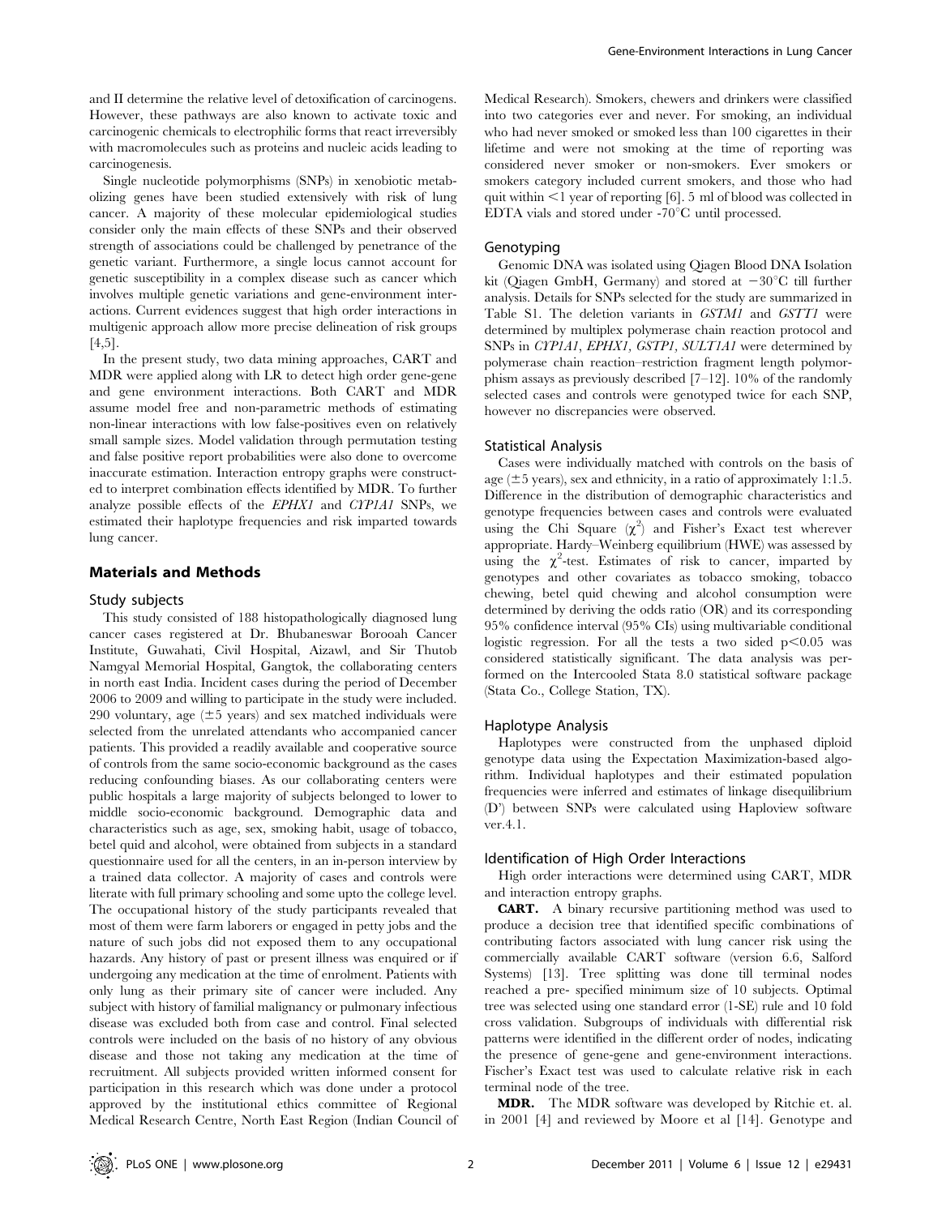and II determine the relative level of detoxification of carcinogens. However, these pathways are also known to activate toxic and carcinogenic chemicals to electrophilic forms that react irreversibly with macromolecules such as proteins and nucleic acids leading to carcinogenesis.

Single nucleotide polymorphisms (SNPs) in xenobiotic metabolizing genes have been studied extensively with risk of lung cancer. A majority of these molecular epidemiological studies consider only the main effects of these SNPs and their observed strength of associations could be challenged by penetrance of the genetic variant. Furthermore, a single locus cannot account for genetic susceptibility in a complex disease such as cancer which involves multiple genetic variations and gene-environment interactions. Current evidences suggest that high order interactions in multigenic approach allow more precise delineation of risk groups [4,5].

In the present study, two data mining approaches, CART and MDR were applied along with LR to detect high order gene-gene and gene environment interactions. Both CART and MDR assume model free and non-parametric methods of estimating non-linear interactions with low false-positives even on relatively small sample sizes. Model validation through permutation testing and false positive report probabilities were also done to overcome inaccurate estimation. Interaction entropy graphs were constructed to interpret combination effects identified by MDR. To further analyze possible effects of the *EPHX1* and *CYP1A1* SNPs, we estimated their haplotype frequencies and risk imparted towards lung cancer.

## Materials and Methods

### Study subjects

This study consisted of 188 histopathologically diagnosed lung cancer cases registered at Dr. Bhubaneswar Borooah Cancer Institute, Guwahati, Civil Hospital, Aizawl, and Sir Thutob Namgyal Memorial Hospital, Gangtok, the collaborating centers in north east India. Incident cases during the period of December 2006 to 2009 and willing to participate in the study were included. 290 voluntary, age ($\pm 5$ years) and sex matched individuals were selected from the unrelated attendants who accompanied cancer patients. This provided a readily available and cooperative source of controls from the same socio-economic background as the cases reducing confounding biases. As our collaborating centers were public hospitals a large majority of subjects belonged to lower to middle socio-economic background. Demographic data and characteristics such as age, sex, smoking habit, usage of tobacco, betel quid and alcohol, were obtained from subjects in a standard questionnaire used for all the centers, in an in-person interview by a trained data collector. A majority of cases and controls were literate with full primary schooling and some upto the college level. The occupational history of the study participants revealed that most of them were farm laborers or engaged in petty jobs and the nature of such jobs did not exposed them to any occupational hazards. Any history of past or present illness was enquired or if undergoing any medication at the time of enrolment. Patients with only lung as their primary site of cancer were included. Any subject with history of familial malignancy or pulmonary infectious disease was excluded both from case and control. Final selected controls were included on the basis of no history of any obvious disease and those not taking any medication at the time of recruitment. All subjects provided written informed consent for participation in this research which was done under a protocol approved by the institutional ethics committee of Regional Medical Research Centre, North East Region (Indian Council of Medical Research). Smokers, chewers and drinkers were classified into two categories ever and never. For smoking, an individual who had never smoked or smoked less than 100 cigarettes in their lifetime and were not smoking at the time of reporting was considered never smoker or non-smokers. Ever smokers or smokers category included current smokers, and those who had quit within $<1$ year of reporting [6]. 5 ml of blood was collected in EDTA vials and stored under -70°C until processed.

### Genotyping

Genomic DNA was isolated using Qiagen Blood DNA Isolation kit (Qiagen GmbH, Germany) and stored at $-30$°C till further analysis. Details for SNPs selected for the study are summarized in Table S1. The deletion variants in *GSTM1* and *GSTT1* were determined by multiplex polymerase chain reaction protocol and SNPs in *CYP1A1, EPHX1, GSTP1, SULT1A1* were determined by polymerase chain reaction–restriction fragment length polymorphism assays as previously described [7–12]. 10% of the randomly selected cases and controls were genotyped twice for each SNP, however no discrepancies were observed.

### Statistical Analysis

Cases were individually matched with controls on the basis of age ($\pm 5$ years), sex and ethnicity, in a ratio of approximately 1:1.5. Difference in the distribution of demographic characteristics and genotype frequencies between cases and controls were evaluated using the Chi Square ($\chi^2$) and Fisher's Exact test wherever appropriate. Hardy–Weinberg equilibrium (HWE) was assessed by using the $\chi^2$-test. Estimates of risk to cancer, imparted by genotypes and other covariates as tobacco smoking, tobacco chewing, betel quid chewing and alcohol consumption were determined by deriving the odds ratio (OR) and its corresponding 95% confidence interval (95% CIs) using multivariable conditional logistic regression. For all the tests a two sided $p<0.05$ was considered statistically significant. The data analysis was performed on the Intercooled Stata 8.0 statistical software package (Stata Co., College Station, TX).

### Haplotype Analysis

Haplotypes were constructed from the unphased diploid genotype data using the Expectation Maximization-based algorithm. Individual haplotypes and their estimated population frequencies were inferred and estimates of linkage disequilibrium (D') between SNPs were calculated using Haploview software ver.4.1.

### Identification of High Order Interactions

High order interactions were determined using CART, MDR and interaction entropy graphs.

**CART.** A binary recursive partitioning method was used to produce a decision tree that identified specific combinations of contributing factors associated with lung cancer risk using the commercially available CART software (version 6.6, Salford Systems) [13]. Tree splitting was done till terminal nodes reached a pre- specified minimum size of 10 subjects. Optimal tree was selected using one standard error (1-SE) rule and 10 fold cross validation. Subgroups of individuals with differential risk patterns were identified in the different order of nodes, indicating the presence of gene-gene and gene-environment interactions. Fischer's Exact test was used to calculate relative risk in each terminal node of the tree.

**MDR.** The MDR software was developed by Ritchie et. al. in 2001 [4] and reviewed by Moore et al [14]. Genotype and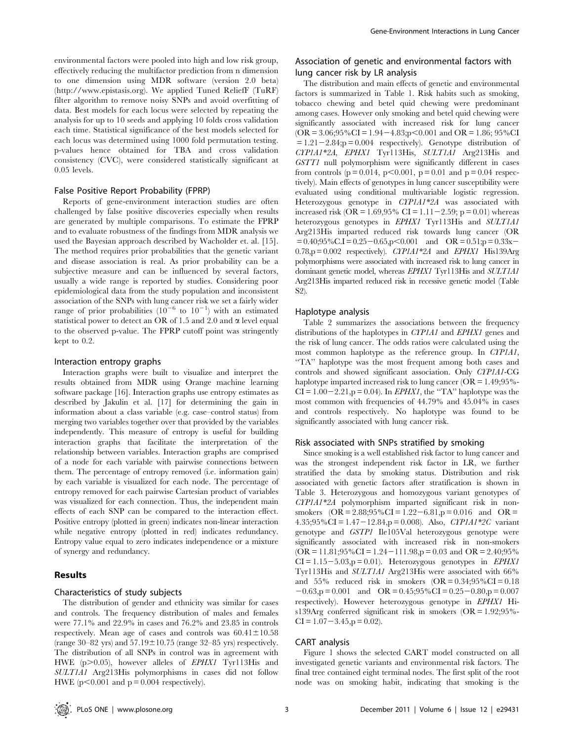environmental factors were pooled into high and low risk group, effectively reducing the multifactor prediction from n dimension to one dimension using MDR software (version 2.0 beta) (http://www.epistasis.org). We applied Tuned ReliefF (TuRF) filter algorithm to remove noisy SNPs and avoid overfitting of data. Best models for each locus were selected by repeating the analysis for up to 10 seeds and applying 10 folds cross validation each time. Statistical significance of the best models selected for each locus was determined using 1000 fold permutation testing. p-values hence obtained for TBA and cross validation consistency (CVC), were considered statistically significant at 0.05 levels.

### False Positive Report Probability (FPRP)

Reports of gene-environment interaction studies are often challenged by false positive discoveries especially when results are generated by multiple comparisons. To estimate the FPRP and to evaluate robustness of the findings from MDR analysis we used the Bayesian approach described by Wacholder et. al. [15]. The method requires prior probabilities that the genetic variant and disease association is real. As prior probability can be a subjective measure and can be influenced by several factors, usually a wide range is reported by studies. Considering poor epidemiological data from the study population and inconsistent association of the SNPs with lung cancer risk we set a fairly wider range of prior probabilities ($10^{-6}$ to $10^{-1}$) with an estimated statistical power to detect an OR of 1.5 and 2.0 and $\alpha$ level equal to the observed p-value. The FPRP cutoff point was stringently kept to 0.2.

### Interaction entropy graphs

Interaction graphs were built to visualize and interpret the results obtained from MDR using Orange machine learning software package [16]. Interaction graphs use entropy estimates as described by Jakulin et al. [17] for determining the gain in information about a class variable (e.g. case–control status) from merging two variables together over that provided by the variables independently. This measure of entropy is useful for building interaction graphs that facilitate the interpretation of the relationship between variables. Interaction graphs are comprised of a node for each variable with pairwise connections between them. The percentage of entropy removed (i.e. information gain) by each variable is visualized for each node. The percentage of entropy removed for each pairwise Cartesian product of variables was visualized for each connection. Thus, the independent main effects of each SNP can be compared to the interaction effect. Positive entropy (plotted in green) indicates non-linear interaction while negative entropy (plotted in red) indicates redundancy. Entropy value equal to zero indicates independence or a mixture of synergy and redundancy.

## Results

### Characteristics of study subjects

The distribution of gender and ethnicity was similar for cases and controls. The frequency distribution of males and females were 77.1% and 22.9% in cases and 76.2% and 23.85 in controls respectively. Mean age of cases and controls was $60.41\pm10.58$ (range 30–82 yrs) and $57.19\pm10.75$ (range 32–85 yrs) respectively. The distribution of all SNPs in control was in agreement with HWE ($p>0.05$), however alleles of *EPHX1* Tyr113His and *SULT1A1* Arg213His polymorphisms in cases did not follow HWE ($p<0.001$ and $p=0.004$ respectively).

### Association of genetic and environmental factors with lung cancer risk by LR analysis

The distribution and main effects of genetic and environmental factors is summarized in Table 1. Risk habits such as smoking, tobacco chewing and betel quid chewing were predominant among cases. However only smoking and betel quid chewing were significantly associated with increased risk for lung cancer (OR = 3.06;95%CI = 1.94−4.83;p<0.001 and OR = 1.86; 95%CI = 1.21−2.84;p = 0.004 respectively). Genotype distribution of *CYP1A1\*2A*, *EPHX1* Tyr113His, *SULT1A1* Arg213His and *GSTT1* null polymorphism were significantly different in cases from controls (p = 0.014, p<0.001, p = 0.01 and p = 0.04 respectively). Main effects of genotypes in lung cancer susceptibility were evaluated using conditional multivariable logistic regression. Heterozygous genotype in *CYP1A1\*2A* was associated with increased risk (OR = 1.69,95% CI = 1.11−2.59; p = 0.01) whereas heterozygous genotypes in *EPHX1* Tyr113His and *SULT1A1* Arg213His imparted reduced risk towards lung cancer (OR = 0.40;95%C.I = 0.25−0.65,p<0.001 and OR = 0.51;p = 0.33x−0.78,p = 0.002 respectively). *CYP1A1\*2A* and *EPHX1* His139Arg polymorphisms were associated with increased risk to lung cancer in dominant genetic model, whereas *EPHX1* Tyr113His and *SULT1A1* Arg213His imparted reduced risk in recessive genetic model (Table S2).

### Haplotype analysis

Table 2 summarizes the associations between the frequency distributions of the haplotypes in *CYP1A1* and *EPHX1* genes and the risk of lung cancer. The odds ratios were calculated using the most common haplotype as the reference group. In *CYP1A1*, "TA" haplotype was the most frequent among both cases and controls and showed significant association. Only *CYP1A1*-CG haplotype imparted increased risk to lung cancer (OR = 1.49;95%-CI = 1.00−2.21,p = 0.04). In *EPHX1*, the "TA" haplotype was the most common with frequencies of 44.79% and 45.04% in cases and controls respectively. No haplotype was found to be significantly associated with lung cancer risk.

### Risk associated with SNPs stratified by smoking

Since smoking is a well established risk factor to lung cancer and was the strongest independent risk factor in LR, we further stratified the data by smoking status. Distribution and risk associated with genetic factors after stratification is shown in Table 3. Heterozygous and homozygous variant genotypes of *CYP1A1\*2A* polymorphism imparted significant risk in non-smokers (OR = 2.88;95%CI = 1.22−6.81,p = 0.016 and OR = 4.35;95%CI = 1.47−12.84,p = 0.008). Also, *CYP1A1\*2C* variant genotype and *GSTP1* Ile105Val heterozygous genotype were significantly associated with increased risk in non-smokers (OR = 11.81;95%CI = 1.24−111.98,p = 0.03 and OR = 2.40;95% CI = 1.15−5.03,p = 0.01). Heterozygous genotypes in *EPHX1* Tyr113His and *SULT1A1* Arg213His were associated with 66% and 55% reduced risk in smokers (OR = 0.34;95%CI = 0.18−0.63,p = 0.001 and OR = 0.45;95%CI = 0.25−0.80,p = 0.007 respectively). However heterozygous genotype in *EPHX1* His139Arg conferred significant risk in smokers (OR = 1.92;95%-CI = 1.07−3.45,p = 0.02).

### CART analysis

Figure 1 shows the selected CART model constructed on all investigated genetic variants and environmental risk factors. The final tree contained eight terminal nodes. The first split of the root node was on smoking habit, indicating that smoking is the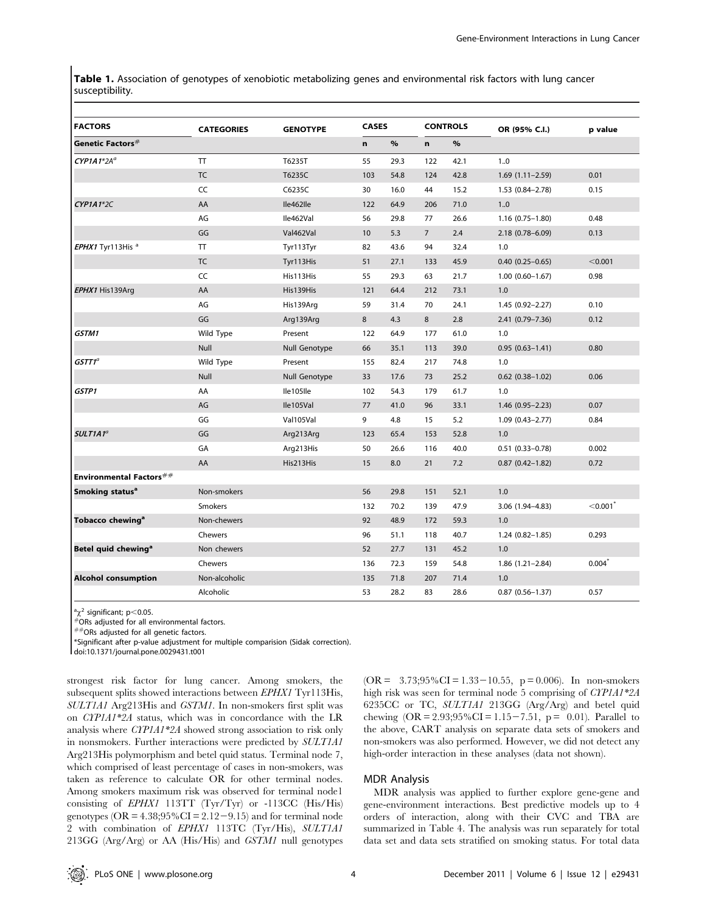**Table 1.** Association of genotypes of xenobiotic metabolizing genes and environmental risk factors with lung cancer susceptibility.

| FACTORS | CATEGORIES | GENOTYPE | CASES | | CONTROLS | | OR (95% C.I.) | p value |
|---|---|---|---|---|---|---|---|---|
| **Genetic Factors**[#] | | | n | % | n | % | | |
| ***CYP1A1\*2A***[a] | TT | T6235T | 55 | 29.3 | 122 | 42.1 | 1..0 | |
| | TC | T6235C | 103 | 54.8 | 124 | 42.8 | 1.69 (1.11–2.59) | 0.01 |
| | CC | C6235C | 30 | 16.0 | 44 | 15.2 | 1.53 (0.84–2.78) | 0.15 |
| ***CYP1A1\*2C*** | AA | Ile462Ile | 122 | 64.9 | 206 | 71.0 | 1..0 | |
| | AG | Ile462Val | 56 | 29.8 | 77 | 26.6 | 1.16 (0.75–1.80) | 0.48 |
| | GG | Val462Val | 10 | 5.3 | 7 | 2.4 | 2.18 (0.78–6.09) | 0.13 |
| ***EPHX1* Tyr113His** [a] | TT | Tyr113Tyr | 82 | 43.6 | 94 | 32.4 | 1.0 | |
| | TC | Tyr113His | 51 | 27.1 | 133 | 45.9 | 0.40 (0.25–0.65) | <0.001 |
| | CC | His113His | 55 | 29.3 | 63 | 21.7 | 1.00 (0.60–1.67) | 0.98 |
| ***EPHX1* His139Arg** | AA | His139His | 121 | 64.4 | 212 | 73.1 | 1.0 | |
| | AG | His139Arg | 59 | 31.4 | 70 | 24.1 | 1.45 (0.92–2.27) | 0.10 |
| | GG | Arg139Arg | 8 | 4.3 | 8 | 2.8 | 2.41 (0.79–7.36) | 0.12 |
| ***GSTM1*** | Wild Type | Present | 122 | 64.9 | 177 | 61.0 | 1.0 | |
| | Null | Null Genotype | 66 | 35.1 | 113 | 39.0 | 0.95 (0.63–1.41) | 0.80 |
| ***GSTT1***[a] | Wild Type | Present | 155 | 82.4 | 217 | 74.8 | 1.0 | |
| | Null | Null Genotype | 33 | 17.6 | 73 | 25.2 | 0.62 (0.38–1.02) | 0.06 |
| ***GSTP1*** | AA | Ile105Ile | 102 | 54.3 | 179 | 61.7 | 1.0 | |
| | AG | Ile105Val | 77 | 41.0 | 96 | 33.1 | 1.46 (0.95–2.23) | 0.07 |
| | GG | Val105Val | 9 | 4.8 | 15 | 5.2 | 1.09 (0.43–2.77) | 0.84 |
| ***SULT1A1***[a] | GG | Arg213Arg | 123 | 65.4 | 153 | 52.8 | 1.0 | |
| | GA | Arg213His | 50 | 26.6 | 116 | 40.0 | 0.51 (0.33–0.78) | 0.002 |
| | AA | His213His | 15 | 8.0 | 21 | 7.2 | 0.87 (0.42–1.82) | 0.72 |
| **Environmental Factors**[##] | | | | | | | | |
| **Smoking status**[a] | Non-smokers | | 56 | 29.8 | 151 | 52.1 | 1.0 | |
| | Smokers | | 132 | 70.2 | 139 | 47.9 | 3.06 (1.94–4.83) | <0.001* |
| **Tobacco chewing**[a] | Non-chewers | | 92 | 48.9 | 172 | 59.3 | 1.0 | |
| | Chewers | | 96 | 51.1 | 118 | 40.7 | 1.24 (0.82–1.85) | 0.293 |
| **Betel quid chewing**[a] | Non chewers | | 52 | 27.7 | 131 | 45.2 | 1.0 | |
| | Chewers | | 136 | 72.3 | 159 | 54.8 | 1.86 (1.21–2.84) | 0.004* |
| **Alcohol consumption** | Non-alcoholic | | 135 | 71.8 | 207 | 71.4 | 1.0 | |
| | Alcoholic | | 53 | 28.2 | 83 | 28.6 | 0.87 (0.56–1.37) | 0.57 |

[a]$\chi^2$ significant; $p<0.05$.
[#]ORs adjusted for all environmental factors.
[##]ORs adjusted for all genetic factors.
*Significant after p-value adjustment for multiple comparision (Sidak correction).
doi:10.1371/journal.pone.0029431.t001

strongest risk factor for lung cancer. Among smokers, the subsequent splits showed interactions between *EPHX1* Tyr113His, *SULT1A1* Arg213His and *GSTM1*. In non-smokers first split was on *CYP1A1\*2A* status, which was in concordance with the LR analysis where *CYP1A1\*2A* showed strong association to risk only in nonsmokers. Further interactions were predicted by *SULT1A1* Arg213His polymorphism and betel quid status. Terminal node 7, which comprised of least percentage of cases in non-smokers, was taken as reference to calculate OR for other terminal nodes. Among smokers maximum risk was observed for terminal node1 consisting of *EPHX1* 113TT (Tyr/Tyr) or -113CC (His/His) genotypes (OR = 4.38;95%CI = 2.12−9.15) and for terminal node 2 with combination of *EPHX1* 113TC (Tyr/His), *SULT1A1* 213GG (Arg/Arg) or AA (His/His) and *GSTM1* null genotypes (OR = 3.73;95%CI = 1.33−10.55, p = 0.006). In non-smokers high risk was seen for terminal node 5 comprising of *CYP1A1\*2A* 6235CC or TC, *SULT1A1* 213GG (Arg/Arg) and betel quid chewing (OR = 2.93;95%CI = 1.15−7.51, p = 0.01). Parallel to the above, CART analysis on separate data sets of smokers and non-smokers was also performed. However, we did not detect any high-order interaction in these analyses (data not shown).

## MDR Analysis

MDR analysis was applied to further explore gene-gene and gene-environment interactions. Best predictive models up to 4 orders of interaction, along with their CVC and TBA are summarized in Table 4. The analysis was run separately for total data set and data sets stratified on smoking status. For total data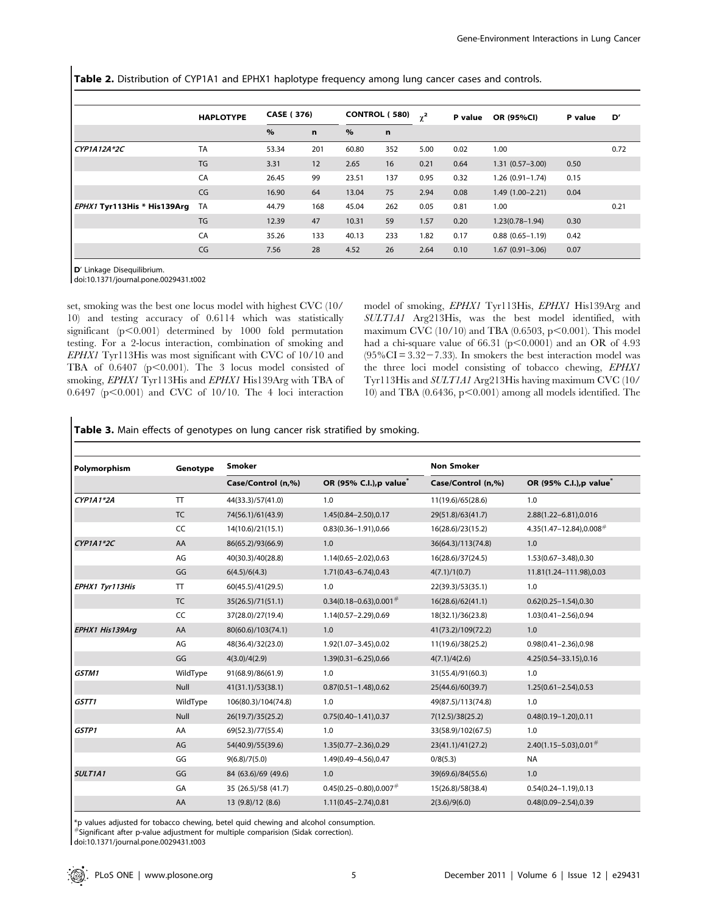**Table 2.** Distribution of CYP1A1 and EPHX1 haplotype frequency among lung cancer cases and controls.

| | HAPLOTYPE | CASE ( 376) | | CONTROL ( 580) | | $\chi^2$ | P value | OR (95%CI) | P value | D′ |
|---|---|---|---|---|---|---|---|---|---|---|
| | | % | n | % | n | | | | | |
| *CYP1A12A*2C* | TA | 53.34 | 201 | 60.80 | 352 | 5.00 | 0.02 | 1.00 | | 0.72 |
| | TG | 3.31 | 12 | 2.65 | 16 | 0.21 | 0.64 | 1.31 (0.57–3.00) | 0.50 | |
| | CA | 26.45 | 99 | 23.51 | 137 | 0.95 | 0.32 | 1.26 (0.91–1.74) | 0.15 | |
| | CG | 16.90 | 64 | 13.04 | 75 | 2.94 | 0.08 | 1.49 (1.00–2.21) | 0.04 | |
| *EPHX1* Tyr113His * His139Arg | TA | 44.79 | 168 | 45.04 | 262 | 0.05 | 0.81 | 1.00 | | 0.21 |
| | TG | 12.39 | 47 | 10.31 | 59 | 1.57 | 0.20 | 1.23(0.78–1.94) | 0.30 | |
| | CA | 35.26 | 133 | 40.13 | 233 | 1.82 | 0.17 | 0.88 (0.65–1.19) | 0.42 | |
| | CG | 7.56 | 28 | 4.52 | 26 | 2.64 | 0.10 | 1.67 (0.91–3.06) | 0.07 | |

**D′** Linkage Disequilibrium.
doi:10.1371/journal.pone.0029431.t002

set, smoking was the best one locus model with highest CVC (10/10) and testing accuracy of 0.6114 which was statistically significant ($p<0.001$) determined by 1000 fold permutation testing. For a 2-locus interaction, combination of smoking and *EPHX1* Tyr113His was most significant with CVC of 10/10 and TBA of 0.6407 ($p<0.001$). The 3 locus model consisted of smoking, *EPHX1* Tyr113His and *EPHX1* His139Arg with TBA of 0.6497 ($p<0.001$) and CVC of 10/10. The 4 loci interaction model of smoking, *EPHX1* Tyr113His, *EPHX1* His139Arg and *SULT1A1* Arg213His, was the best model identified, with maximum CVC (10/10) and TBA (0.6503, $p<0.001$). This model had a chi-square value of 66.31 ($p<0.0001$) and an OR of 4.93 (95%CI = 3.32−7.33). In smokers the best interaction model was the three loci model consisting of tobacco chewing, *EPHX1* Tyr113His and *SULT1A1* Arg213His having maximum CVC (10/10) and TBA (0.6436, $p<0.001$) among all models identified. The

**Table 3.** Main effects of genotypes on lung cancer risk stratified by smoking.

| Polymorphism | Genotype | Smoker | | Non Smoker | |
|---|---|---|---|---|---|
| | | Case/Control (n,%) | OR (95% C.I.),p value* | Case/Control (n,%) | OR (95% C.I.),p value* |
| *CYP1A1*2A* | TT | 44(33.3)/57(41.0) | 1.0 | 11(19.6)/65(28.6) | 1.0 |
| | TC | 74(56.1)/61(43.9) | 1.45(0.84–2.50),0.17 | 29(51.8)/63(41.7) | 2.88(1.22–6.81),0.016 |
| | CC | 14(10.6)/21(15.1) | 0.83(0.36–1.91),0.66 | 16(28.6)/23(15.2) | 4.35(1.47–12.84),0.008# |
| *CYP1A1*2C* | AA | 86(65.2)/93(66.9) | 1.0 | 36(64.3)/113(74.8) | 1.0 |
| | AG | 40(30.3)/40(28.8) | 1.14(0.65–2.02),0.63 | 16(28.6)/37(24.5) | 1.53(0.67–3.48),0.30 |
| | GG | 6(4.5)/6(4.3) | 1.71(0.43–6.74),0.43 | 4(7.1)/1(0.7) | 11.81(1.24–111.98),0.03 |
| *EPHX1 Tyr113His* | TT | 60(45.5)/41(29.5) | 1.0 | 22(39.3)/53(35.1) | 1.0 |
| | TC | 35(26.5)/71(51.1) | 0.34(0.18–0.63),0.001# | 16(28.6)/62(41.1) | 0.62(0.25–1.54),0.30 |
| | CC | 37(28.0)/27(19.4) | 1.14(0.57–2.29),0.69 | 18(32.1)/36(23.8) | 1.03(0.41–2.56),0.94 |
| *EPHX1 His139Arg* | AA | 80(60.6)/103(74.1) | 1.0 | 41(73.2)/109(72.2) | 1.0 |
| | AG | 48(36.4)/32(23.0) | 1.92(1.07–3.45),0.02 | 11(19.6)/38(25.2) | 0.98(0.41–2.36),0.98 |
| | GG | 4(3.0)/4(2.9) | 1.39(0.31–6.25),0.66 | 4(7.1)/4(2.6) | 4.25(0.54–33.15),0.16 |
| *GSTM1* | WildType | 91(68.9)/86(61.9) | 1.0 | 31(55.4)/91(60.3) | 1.0 |
| | Null | 41(31.1)/53(38.1) | 0.87(0.51–1.48),0.62 | 25(44.6)/60(39.7) | 1.25(0.61–2.54),0.53 |
| *GSTT1* | WildType | 106(80.3)/104(74.8) | 1.0 | 49(87.5)/113(74.8) | 1.0 |
| | Null | 26(19.7)/35(25.2) | 0.75(0.40–1.41),0.37 | 7(12.5)/38(25.2) | 0.48(0.19–1.20),0.11 |
| *GSTP1* | AA | 69(52.3)/77(55.4) | 1.0 | 33(58.9)/102(67.5) | 1.0 |
| | AG | 54(40.9)/55(39.6) | 1.35(0.77–2.36),0.29 | 23(41.1)/41(27.2) | 2.40(1.15–5.03),0.01# |
| | GG | 9(6.8)/7(5.0) | 1.49(0.49–4.56),0.47 | 0/8(5.3) | NA |
| *SULT1A1* | GG | 84 (63.6)/69 (49.6) | 1.0 | 39(69.6)/84(55.6) | 1.0 |
| | GA | 35 (26.5)/58 (41.7) | 0.45(0.25–0.80),0.007# | 15(26.8)/58(38.4) | 0.54(0.24–1.19),0.13 |
| | AA | 13 (9.8)/12 (8.6) | 1.11(0.45–2.74),0.81 | 2(3.6)/9(6.0) | 0.48(0.09–2.54),0.39 |

*p values adjusted for tobacco chewing, betel quid chewing and alcohol consumption.
#Significant after p-value adjustment for multiple comparision (Sidak correction).
doi:10.1371/journal.pone.0029431.t003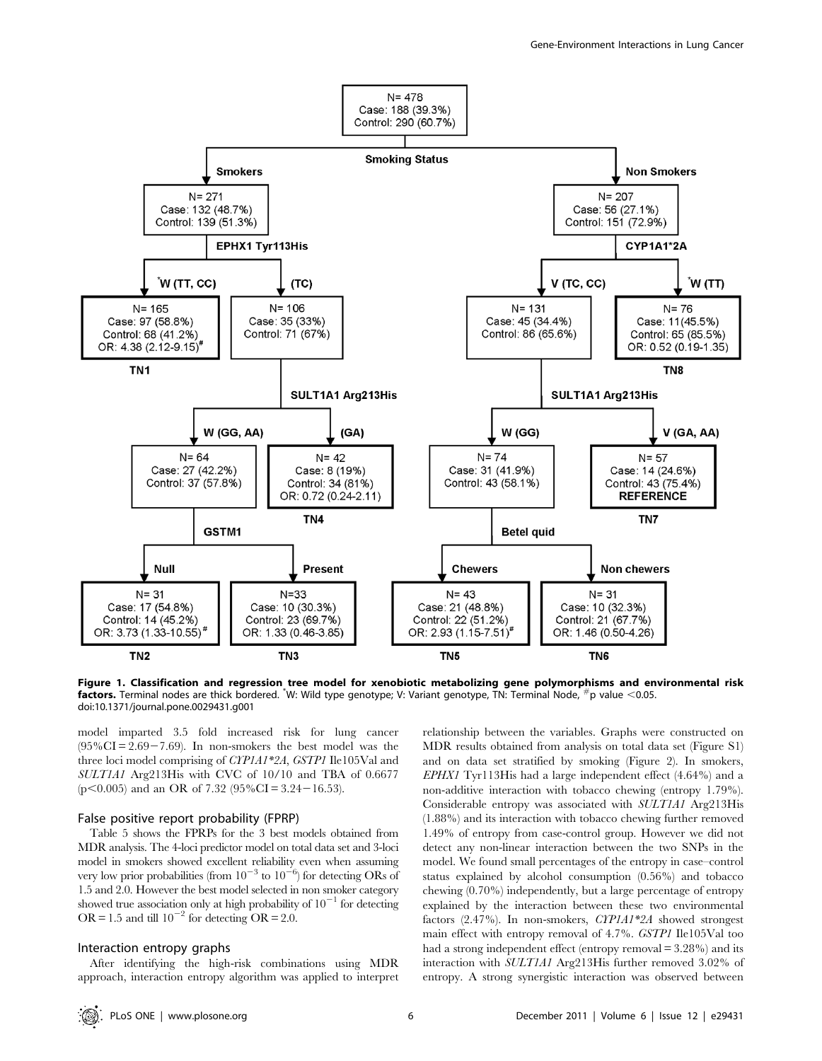**Figure 1. Classification and regression tree model for xenobiotic metabolizing gene polymorphisms and environmental risk factors.** Terminal nodes are thick bordered. *W: Wild type genotype; V: Variant genotype, TN: Terminal Node, #p value <0.05.
doi:10.1371/journal.pone.0029431.g001

model imparted 3.5 fold increased risk for lung cancer (95%CI = 2.69−7.69). In non-smokers the best model was the three loci model comprising of *CYP1A1*2A*, *GSTP1* Ile105Val and *SULT1A1* Arg213His with CVC of 10/10 and TBA of 0.6677 ($p < 0.005$) and an OR of 7.32 (95%CI = 3.24−16.53).

### False positive report probability (FPRP)

Table 5 shows the FPRPs for the 3 best models obtained from MDR analysis. The 4-loci predictor model on total data set and 3-loci model in smokers showed excellent reliability even when assuming very low prior probabilities (from $10^{-3}$ to $10^{-6}$) for detecting ORs of 1.5 and 2.0. However the best model selected in non smoker category showed true association only at high probability of $10^{-1}$ for detecting OR = 1.5 and till $10^{-2}$ for detecting OR = 2.0.

### Interaction entropy graphs

After identifying the high-risk combinations using MDR approach, interaction entropy algorithm was applied to interpret relationship between the variables. Graphs were constructed on MDR results obtained from analysis on total data set (Figure S1) and on data set stratified by smoking (Figure 2). In smokers, *EPHX1* Tyr113His had a large independent effect (4.64%) and a non-additive interaction with tobacco chewing (entropy 1.79%). Considerable entropy was associated with *SULT1A1* Arg213His (1.88%) and its interaction with tobacco chewing further removed 1.49% of entropy from case-control group. However we did not detect any non-linear interaction between the two SNPs in the model. We found small percentages of the entropy in case–control status explained by alcohol consumption (0.56%) and tobacco chewing (0.70%) independently, but a large percentage of entropy explained by the interaction between these two environmental factors (2.47%). In non-smokers, *CYP1A1*2A* showed strongest main effect with entropy removal of 4.7%. *GSTP1* Ile105Val too had a strong independent effect (entropy removal = 3.28%) and its interaction with *SULT1A1* Arg213His further removed 3.02% of entropy. A strong synergistic interaction was observed between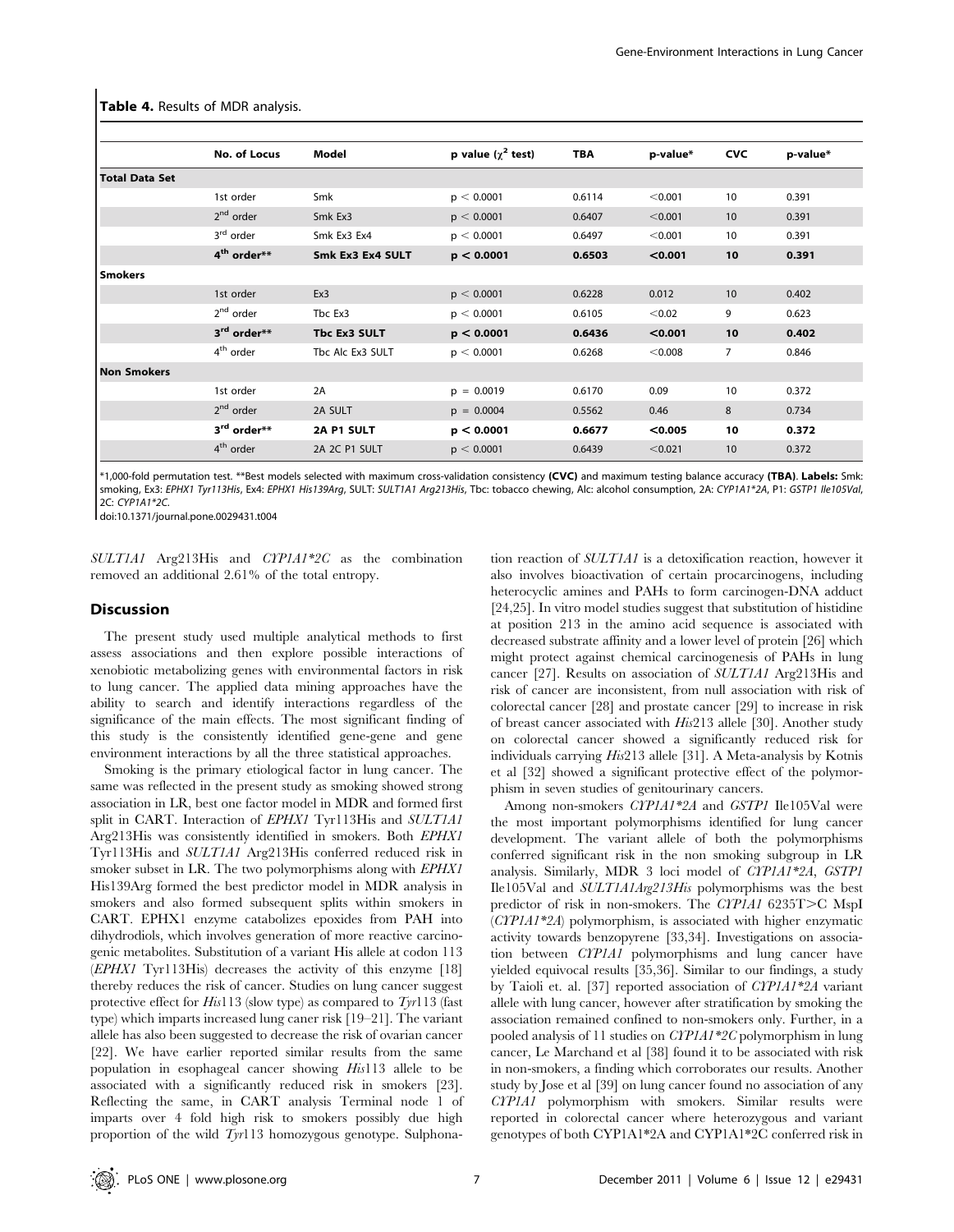**Table 4.** Results of MDR analysis.

| | No. of Locus | Model | p value ($\chi^2$ test) | TBA | p-value* | CVC | p-value* |
|---|---|---|---|---|---|---|---|
| **Total Data Set** | | | | | | | |
| | 1st order | Smk | $p < 0.0001$ | 0.6114 | <0.001 | 10 | 0.391 |
| | 2nd order | Smk Ex3 | $p < 0.0001$ | 0.6407 | <0.001 | 10 | 0.391 |
| | 3rd order | Smk Ex3 Ex4 | $p < 0.0001$ | 0.6497 | <0.001 | 10 | 0.391 |
| | **4th order**** | **Smk Ex3 Ex4 SULT** | $\mathbf{p < 0.0001}$ | **0.6503** | **<0.001** | **10** | **0.391** |
| **Smokers** | | | | | | | |
| | 1st order | Ex3 | $p < 0.0001$ | 0.6228 | 0.012 | 10 | 0.402 |
| | 2nd order | Tbc Ex3 | $p < 0.0001$ | 0.6105 | <0.02 | 9 | 0.623 |
| | **3rd order**** | **Tbc Ex3 SULT** | $\mathbf{p < 0.0001}$ | **0.6436** | **<0.001** | **10** | **0.402** |
| | 4th order | Tbc Alc Ex3 SULT | $p < 0.0001$ | 0.6268 | <0.008 | 7 | 0.846 |
| **Non Smokers** | | | | | | | |
| | 1st order | 2A | $p = 0.0019$ | 0.6170 | 0.09 | 10 | 0.372 |
| | 2nd order | 2A SULT | $p = 0.0004$ | 0.5562 | 0.46 | 8 | 0.734 |
| | **3rd order**** | **2A P1 SULT** | $\mathbf{p < 0.0001}$ | **0.6677** | **<0.005** | **10** | **0.372** |
| | 4th order | 2A 2C P1 SULT | $p < 0.0001$ | 0.6439 | <0.021 | 10 | 0.372 |

*1,000-fold permutation test. **Best models selected with maximum cross-validation consistency **(CVC)** and maximum testing balance accuracy **(TBA)**. **Labels:** Smk: smoking, Ex3: *EPHX1 Tyr113His*, Ex4: *EPHX1 His139Arg*, SULT: *SULT1A1 Arg213His*, Tbc: tobacco chewing, Alc: alcohol consumption, 2A: *CYP1A1*2A*, P1: *GSTP1 Ile105Val*, 2C: *CYP1A1*2C*.

doi:10.1371/journal.pone.0029431.t004

*SULT1A1* Arg213His and *CYP1A1*2C* as the combination removed an additional 2.61% of the total entropy.

## Discussion

The present study used multiple analytical methods to first assess associations and then explore possible interactions of xenobiotic metabolizing genes with environmental factors in risk to lung cancer. The applied data mining approaches have the ability to search and identify interactions regardless of the significance of the main effects. The most significant finding of this study is the consistently identified gene-gene and gene environment interactions by all the three statistical approaches.

Smoking is the primary etiological factor in lung cancer. The same was reflected in the present study as smoking showed strong association in LR, best one factor model in MDR and formed first split in CART. Interaction of *EPHX1* Tyr113His and *SULT1A1* Arg213His was consistently identified in smokers. Both *EPHX1* Tyr113His and *SULT1A1* Arg213His conferred reduced risk in smoker subset in LR. The two polymorphisms along with *EPHX1* His139Arg formed the best predictor model in MDR analysis in smokers and also formed subsequent splits within smokers in CART. EPHX1 enzyme catabolizes epoxides from PAH into dihydrodiols, which involves generation of more reactive carcinogenic metabolites. Substitution of a variant His allele at codon 113 (*EPHX1* Tyr113His) decreases the activity of this enzyme [18] thereby reduces the risk of cancer. Studies on lung cancer suggest protective effect for *His*113 (slow type) as compared to *Tyr*113 (fast type) which imparts increased lung caner risk [19–21]. The variant allele has also been suggested to decrease the risk of ovarian cancer [22]. We have earlier reported similar results from the same population in esophageal cancer showing *His*113 allele to be associated with a significantly reduced risk in smokers [23]. Reflecting the same, in CART analysis Terminal node 1 of imparts over 4 fold high risk to smokers possibly due high proportion of the wild *Tyr*113 homozygous genotype. Sulphonation reaction of *SULT1A1* is a detoxification reaction, however it also involves bioactivation of certain procarcinogens, including heterocyclic amines and PAHs to form carcinogen-DNA adduct [24,25]. In vitro model studies suggest that substitution of histidine at position 213 in the amino acid sequence is associated with decreased substrate affinity and a lower level of protein [26] which might protect against chemical carcinogenesis of PAHs in lung cancer [27]. Results on association of *SULT1A1* Arg213His and risk of cancer are inconsistent, from null association with risk of colorectal cancer [28] and prostate cancer [29] to increase in risk of breast cancer associated with *His*213 allele [30]. Another study on colorectal cancer showed a significantly reduced risk for individuals carrying *His*213 allele [31]. A Meta-analysis by Kotnis et al [32] showed a significant protective effect of the polymorphism in seven studies of genitourinary cancers.

Among non-smokers *CYP1A1*2A* and *GSTP1* Ile105Val were the most important polymorphisms identified for lung cancer development. The variant allele of both the polymorphisms conferred significant risk in the non smoking subgroup in LR analysis. Similarly, MDR 3 loci model of *CYP1A1*2A*, *GSTP1* Ile105Val and *SULT1A1Arg213His* polymorphisms was the best predictor of risk in non-smokers. The *CYP1A1* 6235T>C MspI (*CYP1A1*2A*) polymorphism, is associated with higher enzymatic activity towards benzopyrene [33,34]. Investigations on association between *CYP1A1* polymorphisms and lung cancer have yielded equivocal results [35,36]. Similar to our findings, a study by Taioli et. al. [37] reported association of *CYP1A1*2A* variant allele with lung cancer, however after stratification by smoking the association remained confined to non-smokers only. Further, in a pooled analysis of 11 studies on *CYP1A1*2C* polymorphism in lung cancer, Le Marchand et al [38] found it to be associated with risk in non-smokers, a finding which corroborates our results. Another study by Jose et al [39] on lung cancer found no association of any *CYP1A1* polymorphism with smokers. Similar results were reported in colorectal cancer where heterozygous and variant genotypes of both CYP1A1*2A and CYP1A1*2C conferred risk in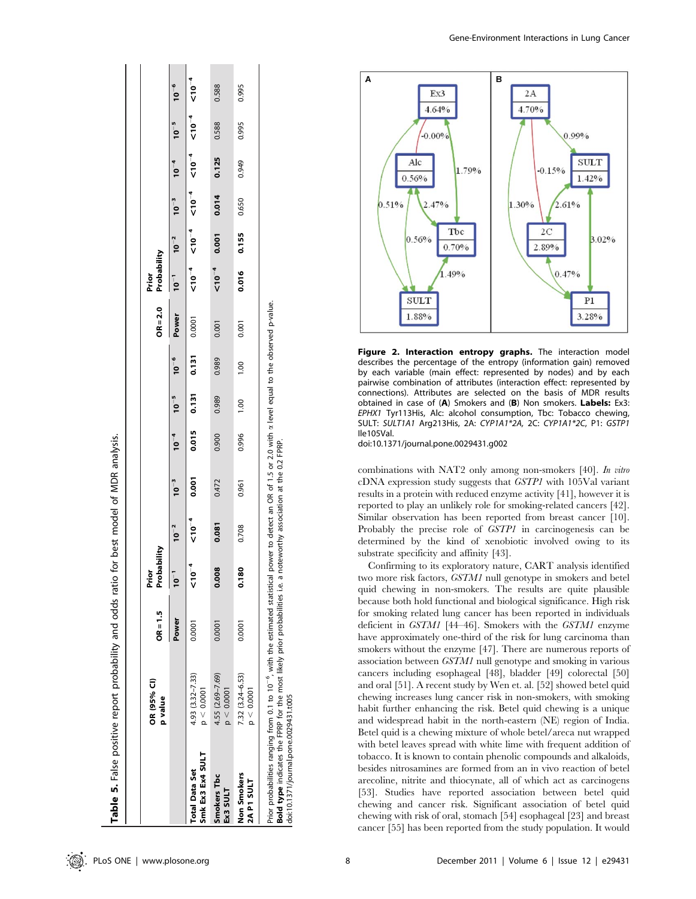**Table 5.** False positive report probability and odds ratio for best model of MDR analysis.

| | OR (95% CI) p value | OR = 1.5 | Prior Probability | | | | | | OR = 2.0 | Prior Probability | | | | | |
|---|---|---|---|---|---|---|---|---|---|---|---|---|---|---|---|
| | | Power | $10^{-1}$ | $10^{-2}$ | $10^{-3}$ | $10^{-4}$ | $10^{-5}$ | $10^{-6}$ | Power | $10^{-1}$ | $10^{-2}$ | $10^{-3}$ | $10^{-4}$ | $10^{-5}$ | $10^{-6}$ |
| **Total Data Set Smk Ex3 Ex4 SULT** | 4.93 (3.32–7.33) $p < 0.0001$ | 0.0001 | **<$10^{-4}$** | **<$10^{-4}$** | **0.001** | **0.015** | **0.131** | **0.131** | 0.0001 | **<$10^{-4}$** | **<$10^{-4}$** | **<$10^{-4}$** | **<$10^{-4}$** | **<$10^{-4}$** | **<$10^{-4}$** |
| **Smokers Tbc Ex3 SULT** | 4.55 (2.69–7.69) $p < 0.0001$ | 0.0001 | **0.008** | **0.081** | 0.472 | 0.900 | 0.989 | 0.989 | 0.001 | **<$10^{-4}$** | **0.001** | **0.014** | **0.125** | 0.588 | 0.588 |
| **Non Smokers 2A P1 SULT** | 7.32 (3.24–6.53) $p < 0.0001$ | 0.0001 | **0.180** | 0.708 | 0.961 | 0.996 | 1.00 | 1.00 | 0.001 | **0.016** | **0.155** | 0.650 | 0.949 | 0.995 | 0.995 |

Prior probabilities ranging from 0.1 to $10^{-6}$, with the estimated statistical power to detect an OR of 1.5 or 2.0 with α level equal to the observed p-value.
**Bold type** indicates the FPRP for the most likely prior probabilities i.e. a noteworthy association at the 0.2 FPRP.
doi:10.1371/journal.pone.0029431.t005

**Figure 2. Interaction entropy graphs.** The interaction model describes the percentage of the entropy (information gain) removed by each variable (main effect: represented by nodes) and by each pairwise combination of attributes (interaction effect: represented by connections). Attributes are selected on the basis of MDR results obtained in case of (**A**) Smokers and (**B**) Non smokers. **Labels:** Ex3: *EPHX1* Tyr113His, Alc: alcohol consumption, Tbc: Tobacco chewing, SULT: *SULT1A1* Arg213His, 2A: *CYP1A1\*2A*, 2C: *CYP1A1\*2C*, P1: *GSTP1* Ile105Val.
doi:10.1371/journal.pone.0029431.g002

combinations with NAT2 only among non-smokers [40]. *In vitro* cDNA expression study suggests that *GSTP1* with 105Val variant results in a protein with reduced enzyme activity [41], however it is reported to play an unlikely role for smoking-related cancers [42]. Similar observation has been reported from breast cancer [10]. Probably the precise role of *GSTP1* in carcinogenesis can be determined by the kind of xenobiotic involved owing to its substrate specificity and affinity [43].

Confirming to its exploratory nature, CART analysis identified two more risk factors, *GSTM1* null genotype in smokers and betel quid chewing in non-smokers. The results are quite plausible because both hold functional and biological significance. High risk for smoking related lung cancer has been reported in individuals deficient in *GSTM1* [44–46]. Smokers with the *GSTM1* enzyme have approximately one-third of the risk for lung carcinoma than smokers without the enzyme [47]. There are numerous reports of association between *GSTM1* null genotype and smoking in various cancers including esophageal [48], bladder [49] colorectal [50] and oral [51]. A recent study by Wen et. al. [52] showed betel quid chewing increases lung cancer risk in non-smokers, with smoking habit further enhancing the risk. Betel quid chewing is a unique and widespread habit in the north-eastern (NE) region of India. Betel quid is a chewing mixture of whole betel/areca nut wrapped with betel leaves spread with white lime with frequent addition of tobacco. It is known to contain phenolic compounds and alkaloids, besides nitrosamines are formed from an in vivo reaction of betel arecoline, nitrite and thiocyanate, all of which act as carcinogens [53]. Studies have reported association between betel quid chewing and cancer risk. Significant association of betel quid chewing with risk of oral, stomach [54] esophageal [23] and breast cancer [55] has been reported from the study population. It would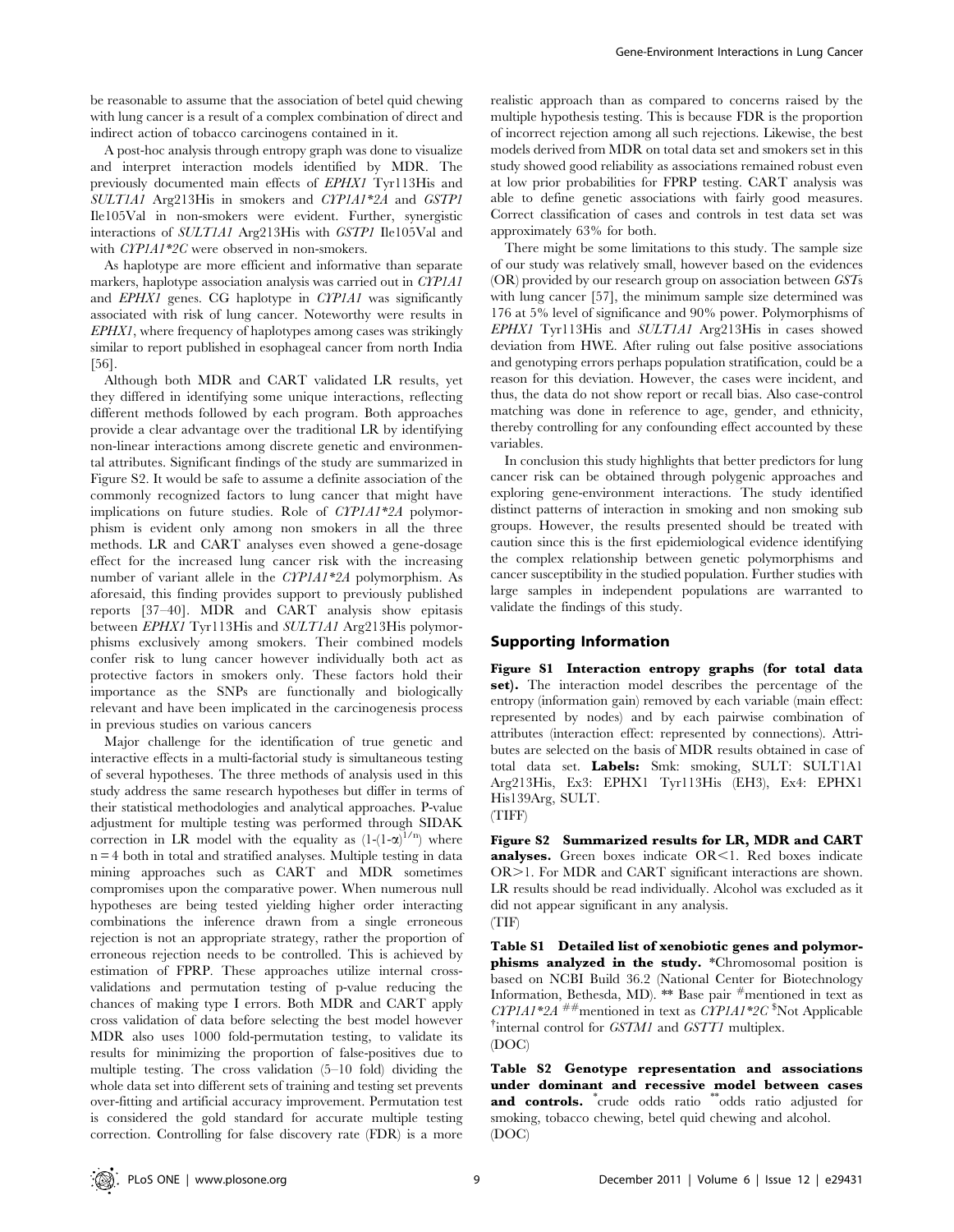be reasonable to assume that the association of betel quid chewing with lung cancer is a result of a complex combination of direct and indirect action of tobacco carcinogens contained in it.

A post-hoc analysis through entropy graph was done to visualize and interpret interaction models identified by MDR. The previously documented main effects of *EPHX1* Tyr113His and *SULT1A1* Arg213His in smokers and *CYP1A1*2A* and *GSTP1* Ile105Val in non-smokers were evident. Further, synergistic interactions of *SULT1A1* Arg213His with *GSTP1* Ile105Val and with *CYP1A1*2C* were observed in non-smokers.

As haplotype are more efficient and informative than separate markers, haplotype association analysis was carried out in *CYP1A1* and *EPHX1* genes. CG haplotype in *CYP1A1* was significantly associated with risk of lung cancer. Noteworthy were results in *EPHX1*, where frequency of haplotypes among cases was strikingly similar to report published in esophageal cancer from north India [56].

Although both MDR and CART validated LR results, yet they differed in identifying some unique interactions, reflecting different methods followed by each program. Both approaches provide a clear advantage over the traditional LR by identifying non-linear interactions among discrete genetic and environmental attributes. Significant findings of the study are summarized in Figure S2. It would be safe to assume a definite association of the commonly recognized factors to lung cancer that might have implications on future studies. Role of *CYP1A1*2A* polymorphism is evident only among non smokers in all the three methods. LR and CART analyses even showed a gene-dosage effect for the increased lung cancer risk with the increasing number of variant allele in the *CYP1A1*2A* polymorphism. As aforesaid, this finding provides support to previously published reports [37–40]. MDR and CART analysis show epitasis between *EPHX1* Tyr113His and *SULT1A1* Arg213His polymorphisms exclusively among smokers. Their combined models confer risk to lung cancer however individually both act as protective factors in smokers only. These factors hold their importance as the SNPs are functionally and biologically relevant and have been implicated in the carcinogenesis process in previous studies on various cancers

Major challenge for the identification of true genetic and interactive effects in a multi-factorial study is simultaneous testing of several hypotheses. The three methods of analysis used in this study address the same research hypotheses but differ in terms of their statistical methodologies and analytical approaches. P-value adjustment for multiple testing was performed through SIDAK correction in LR model with the equality as $(1-(1-\alpha)^{1/n})$ where $n = 4$ both in total and stratified analyses. Multiple testing in data mining approaches such as CART and MDR sometimes compromises upon the comparative power. When numerous null hypotheses are being tested yielding higher order interacting combinations the inference drawn from a single erroneous rejection is not an appropriate strategy, rather the proportion of erroneous rejection needs to be controlled. This is achieved by estimation of FPRP. These approaches utilize internal cross-validations and permutation testing of p-value reducing the chances of making type I errors. Both MDR and CART apply cross validation of data before selecting the best model however MDR also uses 1000 fold-permutation testing, to validate its results for minimizing the proportion of false-positives due to multiple testing. The cross validation (5–10 fold) dividing the whole data set into different sets of training and testing set prevents over-fitting and artificial accuracy improvement. Permutation test is considered the gold standard for accurate multiple testing correction. Controlling for false discovery rate (FDR) is a more realistic approach than as compared to concerns raised by the multiple hypothesis testing. This is because FDR is the proportion of incorrect rejection among all such rejections. Likewise, the best models derived from MDR on total data set and smokers set in this study showed good reliability as associations remained robust even at low prior probabilities for FPRP testing. CART analysis was able to define genetic associations with fairly good measures. Correct classification of cases and controls in test data set was approximately 63% for both.

There might be some limitations to this study. The sample size of our study was relatively small, however based on the evidences (OR) provided by our research group on association between *GST*s with lung cancer [57], the minimum sample size determined was 176 at 5% level of significance and 90% power. Polymorphisms of *EPHX1* Tyr113His and *SULT1A1* Arg213His in cases showed deviation from HWE. After ruling out false positive associations and genotyping errors perhaps population stratification, could be a reason for this deviation. However, the cases were incident, and thus, the data do not show report or recall bias. Also case-control matching was done in reference to age, gender, and ethnicity, thereby controlling for any confounding effect accounted by these variables.

In conclusion this study highlights that better predictors for lung cancer risk can be obtained through polygenic approaches and exploring gene-environment interactions. The study identified distinct patterns of interaction in smoking and non smoking sub groups. However, the results presented should be treated with caution since this is the first epidemiological evidence identifying the complex relationship between genetic polymorphisms and cancer susceptibility in the studied population. Further studies with large samples in independent populations are warranted to validate the findings of this study.

## Supporting Information

**Figure S1 Interaction entropy graphs (for total data set).** The interaction model describes the percentage of the entropy (information gain) removed by each variable (main effect: represented by nodes) and by each pairwise combination of attributes (interaction effect: represented by connections). Attributes are selected on the basis of MDR results obtained in case of total data set. **Labels:** Smk: smoking, SULT: SULT1A1 Arg213His, Ex3: EPHX1 Tyr113His (EH3), Ex4: EPHX1 His139Arg, SULT.
(TIFF)

**Figure S2 Summarized results for LR, MDR and CART analyses.** Green boxes indicate OR<1. Red boxes indicate OR>1. For MDR and CART significant interactions are shown. LR results should be read individually. Alcohol was excluded as it did not appear significant in any analysis.
(TIF)

**Table S1 Detailed list of xenobiotic genes and polymorphisms analyzed in the study.** *Chromosomal position is based on NCBI Build 36.2 (National Center for Biotechnology Information, Bethesda, MD). ** Base pair #mentioned in text as *CYP1A1*2A* ##mentioned in text as *CYP1A1*2C* $Not Applicable †internal control for *GSTM1* and *GSTT1* multiplex.
(DOC)

**Table S2 Genotype representation and associations under dominant and recessive model between cases and controls.** *crude odds ratio **odds ratio adjusted for smoking, tobacco chewing, betel quid chewing and alcohol.
(DOC)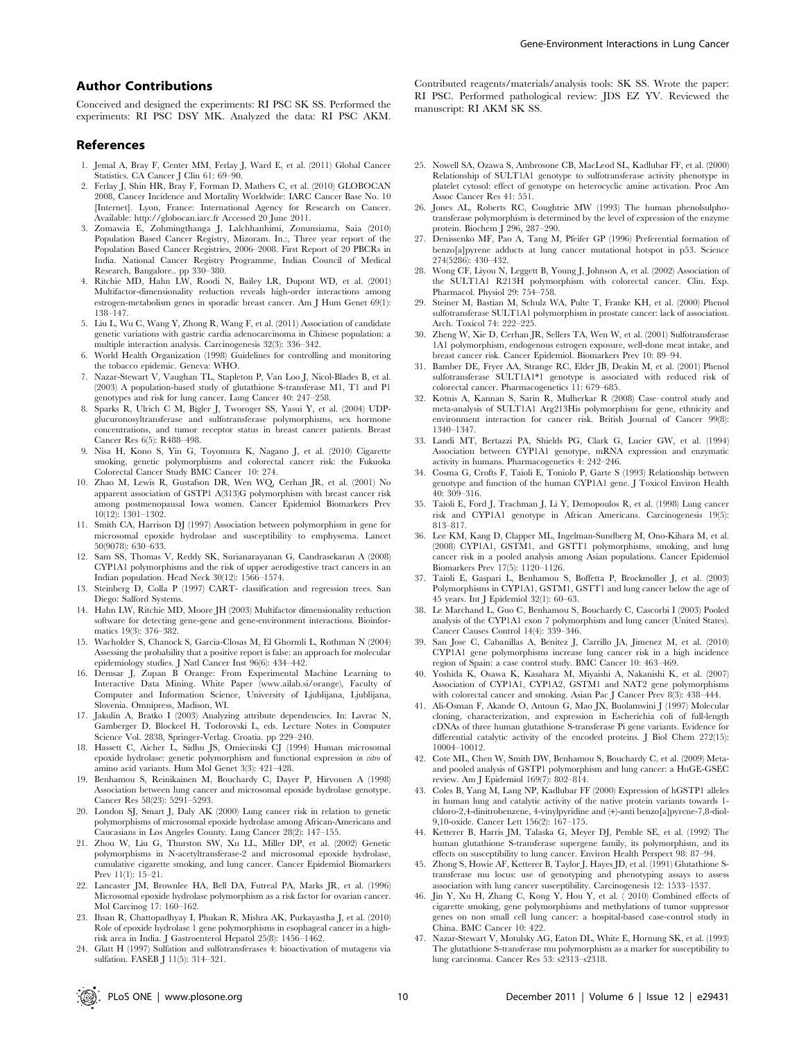## Author Contributions

Conceived and designed the experiments: RI PSC SK SS. Performed the experiments: RI PSC DSY MK. Analyzed the data: RI PSC AKM. Contributed reagents/materials/analysis tools: SK SS. Wrote the paper: RI PSC. Performed pathological review: JDS EZ YV. Reviewed the manuscript: RI AKM SK SS.

## References

1. Jemal A, Bray F, Center MM, Ferlay J, Ward E, et al. (2011) Global Cancer Statistics. CA Cancer J Clin 61: 69–90.
2. Ferlay J, Shin HR, Bray F, Forman D, Mathers C, et al. (2010) GLOBOCAN 2008, Cancer Incidence and Mortality Worldwide: IARC Cancer Base No. 10 [Internet]. Lyon, France: International Agency for Research on Cancer. Available: http://globocan.iarc.fr Accessed 20 June 2011.
3. Zomawia E, Zohmingthanga J, Lalchhanhimi, Zonunsiama, Saia (2010) Population Based Cancer Registry, Mizoram. In.:, Three year report of the Population Based Cancer Registries, 2006–2008. First Report of 20 PBCRs in India. National Cancer Registry Programme, Indian Council of Medical Research, Bangalore.. pp 330–380.
4. Ritchie MD, Hahn LW, Roodi N, Bailey LR, Dupont WD, et al. (2001) Multifactor-dimensionality reduction reveals high-order interactions among estrogen-metabolism genes in sporadic breast cancer. Am J Hum Genet 69(1): 138–147.
5. Liu L, Wu C, Wang Y, Zhong R, Wang F, et al. (2011) Association of candidate genetic variations with gastric cardia adenocarcinoma in Chinese population: a multiple interaction analysis. Carcinogenesis 32(3): 336–342.
6. World Health Organization (1998) Guidelines for controlling and monitoring the tobacco epidemic. Geneva: WHO.
7. Nazar-Stewart V, Vaughan TL, Stapleton P, Van Loo J, Nicol-Blades B, et al. (2003) A population-based study of glutathione S-transferase M1, T1 and P1 genotypes and risk for lung cancer. Lung Cancer 40: 247–258.
8. Sparks R, Ulrich C M, Bigler J, Tworoger SS, Yasui Y, et al. (2004) UDP-glucuronosyltransferase and sulfotransferase polymorphisms, sex hormone concentrations, and tumor receptor status in breast cancer patients. Breast Cancer Res 6(5): R488–498.
9. Nisa H, Kono S, Yin G, Toyomura K, Nagano J, et al. (2010) Cigarette smoking, genetic polymorphisms and colorectal cancer risk: the Fukuoka Colorectal Cancer Study BMC Cancer 10: 274.
10. Zhao M, Lewis R, Gustafson DR, Wen WQ, Cerhan JR, et al. (2001) No apparent association of GSTP1 A(313)G polymorphism with breast cancer risk among postmenopausal Iowa women. Cancer Epidemiol Biomarkers Prev 10(12): 1301–1302.
11. Smith CA, Harrison DJ (1997) Association between polymorphism in gene for microsomal epoxide hydrolase and susceptibility to emphysema. Lancet 50(9078): 630–633.
12. Sam SS, Thomas V, Reddy SK, Surianarayanan G, Candrasekaran A (2008) CYP1A1 polymorphisms and the risk of upper aerodigestive tract cancers in an Indian population. Head Neck 30(12): 1566–1574.
13. Steinberg D, Colla P (1997) CART- classification and regression trees. San Diego: Salford Systems.
14. Hahn LW, Ritchie MD, Moore JH (2003) Multifactor dimensionality reduction software for detecting gene-gene and gene-environment interactions. Bioinformatics 19(3): 376–382.
15. Wacholder S, Chanock S, Garcia-Closas M, El Ghormli L, Rothman N (2004) Assessing the probability that a positive report is false: an approach for molecular epidemiology studies. J Natl Cancer Inst 96(6): 434–442.
16. Demsar J, Zupan B Orange: From Experimental Machine Learning to Interactive Data Mining. White Paper (www.ailab.si/orange), Faculty of Computer and Information Science, University of Ljubljana, Ljubljana, Slovenia. Omnipress, Madison, WI.
17. Jakulin A, Bratko I (2003) Analyzing attribute dependencies. In: Lavrac N, Gamberger D, Blockeel H, Todorovski L, eds. Lecture Notes in Computer Science Vol. 2838, Springer-Verlag. Croatia. pp 229–240.
18. Hassett C, Aicher L, Sidhu JS, Omiecinski CJ (1994) Human microsomal epoxide hydrolase: genetic polymorphism and functional expression *in vitro* of amino acid variants. Hum Mol Genet 3(3): 421–428.
19. Benhamou S, Reinikainen M, Bouchardy C, Dayer P, Hirvonen A (1998) Association between lung cancer and microsomal epoxide hydrolase genotype. Cancer Res 58(23): 5291–5293.
20. London SJ, Smart J, Daly AK (2000) Lung cancer risk in relation to genetic polymorphisms of microsomal epoxide hydrolase among African-Americans and Caucasians in Los Angeles County. Lung Cancer 28(2): 147–155.
21. Zhou W, Liu G, Thurston SW, Xu LL, Miller DP, et al. (2002) Genetic polymorphisms in N-acetyltransferase-2 and microsomal epoxide hydrolase, cumulative cigarette smoking, and lung cancer. Cancer Epidemiol Biomarkers Prev 11(1): 15–21.
22. Lancaster JM, Brownlee HA, Bell DA, Futreal PA, Marks JR, et al. (1996) Microsomal epoxide hydrolase polymorphism as a risk factor for ovarian cancer. Mol Carcinog 17: 160–162.
23. Ihsan R, Chattopadhyay I, Phukan R, Mishra AK, Purkayastha J, et al. (2010) Role of epoxide hydrolase 1 gene polymorphisms in esophageal cancer in a high-risk area in India. J Gastroenterol Hepatol 25(8): 1456–1462.
24. Glatt H (1997) Sulfation and sulfotransferases 4: bioactivation of mutagens via sulfation. FASEB J 11(5): 314–321.
25. Nowell SA, Ozawa S, Ambrosone CB, MacLeod SL, Kadlubar FF, et al. (2000) Relationship of SULT1A1 genotype to sulfotransferase activity phenotype in platelet cytosol: effect of genotype on heterocyclic amine activation. Proc Am Assoc Cancer Res 41: 551.
26. Jones AL, Roberts RC, Coughtrie MW (1993) The human phenolsulphotransferase polymorphism is determined by the level of expression of the enzyme protein. Biochem J 296, 287–290.
27. Denissenko MF, Pao A, Tang M, Pfeifer GP (1996) Preferential formation of benzo[a]pyrene adducts at lung cancer mutational hotspot in p53. Science 274(5286): 430–432.
28. Wong CF, Liyou N, Leggett B, Young J, Johnson A, et al. (2002) Association of the SULT1A1 R213H polymorphism with colorectal cancer. Clin. Exp. Pharmacol. Physiol 29: 754–758.
29. Steiner M, Bastian M, Schulz WA, Pulte T, Franke KH, et al. (2000) Phenol sulfotransferase SULT1A1 polymorphism in prostate cancer: lack of association. Arch. Toxicol 74: 222–225.
30. Zheng W, Xie D, Cerhan JR, Sellers TA, Wen W, et al. (2001) Sulfotransferase 1A1 polymorphism, endogenous estrogen exposure, well-done meat intake, and breast cancer risk. Cancer Epidemiol. Biomarkers Prev 10: 89–94.
31. Bamber DE, Fryer AA, Strange RC, Elder JB, Deakin M, et al. (2001) Phenol sulfotransferase SULT1A1*1 genotype is associated with reduced risk of colorectal cancer. Pharmacogenetics 11: 679–685.
32. Kotnis A, Kannan S, Sarin R, Mulherkar R (2008) Case–control study and meta-analysis of SULT1A1 Arg213His polymorphism for gene, ethnicity and environment interaction for cancer risk. British Journal of Cancer 99(8): 1340–1347.
33. Landi MT, Bertazzi PA, Shields PG, Clark G, Lucier GW, et al. (1994) Association between CYP1A1 genotype, mRNA expression and enzymatic activity in humans. Pharmacogenetics 4: 242–246.
34. Cosma G, Crofts F, Taioli E, Toniolo P, Garte S (1993) Relationship between genotype and function of the human CYP1A1 gene. J Toxicol Environ Health 40: 309–316.
35. Taioli E, Ford J, Trachman J, Li Y, Demopoulos R, et al. (1998) Lung cancer risk and CYP1A1 genotype in African Americans. Carcinogenesis 19(5): 813–817.
36. Lee KM, Kang D, Clapper ML, Ingelman-Sundberg M, Ono-Kihara M, et al. (2008) CYP1A1, GSTM1, and GSTT1 polymorphisms, smoking, and lung cancer risk in a pooled analysis among Asian populations. Cancer Epidemiol Biomarkers Prev 17(5): 1120–1126.
37. Taioli E, Gaspari L, Benhamou S, Boffetta P, Brockmoller J, et al. (2003) Polymorphisms in CYP1A1, GSTM1, GSTT1 and lung cancer below the age of 45 years. Int J Epidemiol 32(1): 60–63.
38. Le Marchand L, Guo C, Benhamou S, Bouchardy C, Cascorbi I (2003) Pooled analysis of the CYP1A1 exon 7 polymorphism and lung cancer (United States). Cancer Causes Control 14(4): 339–346.
39. San Jose C, Cabanillas A, Benitez J, Carrillo JA, Jimenez M, et al. (2010) CYP1A1 gene polymorphisms increase lung cancer risk in a high incidence region of Spain: a case control study. BMC Cancer 10: 463–469.
40. Yoshida K, Osawa K, Kasahara M, Miyaishi A, Nakanishi K, et al. (2007) Association of CYP1A1, CYP1A2, GSTM1 and NAT2 gene polymorphisms with colorectal cancer and smoking. Asian Pac J Cancer Prev 8(3): 438–444.
41. Ali-Osman F, Akande O, Antoun G, Mao JX, Buolamwini J (1997) Molecular cloning, characterization, and expression in Escherichia coli of full-length cDNAs of three human glutathione S-transferase Pi gene variants. Evidence for differential catalytic activity of the encoded proteins. J Biol Chem 272(15): 10004–10012.
42. Cote ML, Chen W, Smith DW, Benhamou S, Bouchardy C, et al. (2009) Meta- and pooled analysis of GSTP1 polymorphism and lung cancer: a HuGE-GSEC review. Am J Epidemiol 169(7): 802–814.
43. Coles B, Yang M, Lang NP, Kadlubar FF (2000) Expression of hGSTP1 alleles in human lung and catalytic activity of the native protein variants towards 1-chloro-2,4-dinitrobenzene, 4-vinylpyridine and (+)-anti benzo[a]pyrene-7,8-diol-9,10-oxide. Cancer Lett 156(2): 167–175.
44. Ketterer B, Harris JM, Talaska G, Meyer DJ, Pemble SE, et al. (1992) The human glutathione S-transferase supergene family, its polymorphism, and its effects on susceptibility to lung cancer. Environ Health Perspect 98: 87–94.
45. Zhong S, Howie AF, Ketterer B, Taylor J, Hayes JD, et al. (1991) Glutathione S-transferase mu locus: use of genotyping and phenotyping assays to assess association with lung cancer susceptibility. Carcinogenesis 12: 1533–1537.
46. Jin Y, Xu H, Zhang C, Kong Y, Hou Y, et al. ( 2010) Combined effects of cigarette smoking, gene polymorphisms and methylations of tumor suppressor genes on non small cell lung cancer: a hospital-based case-control study in China. BMC Cancer 10: 422.
47. Nazar-Stewart V, Motulsky AG, Eaton DL, White E, Hornung SK, et al. (1993) The glutathione S-transferase mu polymorphism as a marker for susceptibility to lung carcinoma. Cancer Res 53: s2313–s2318.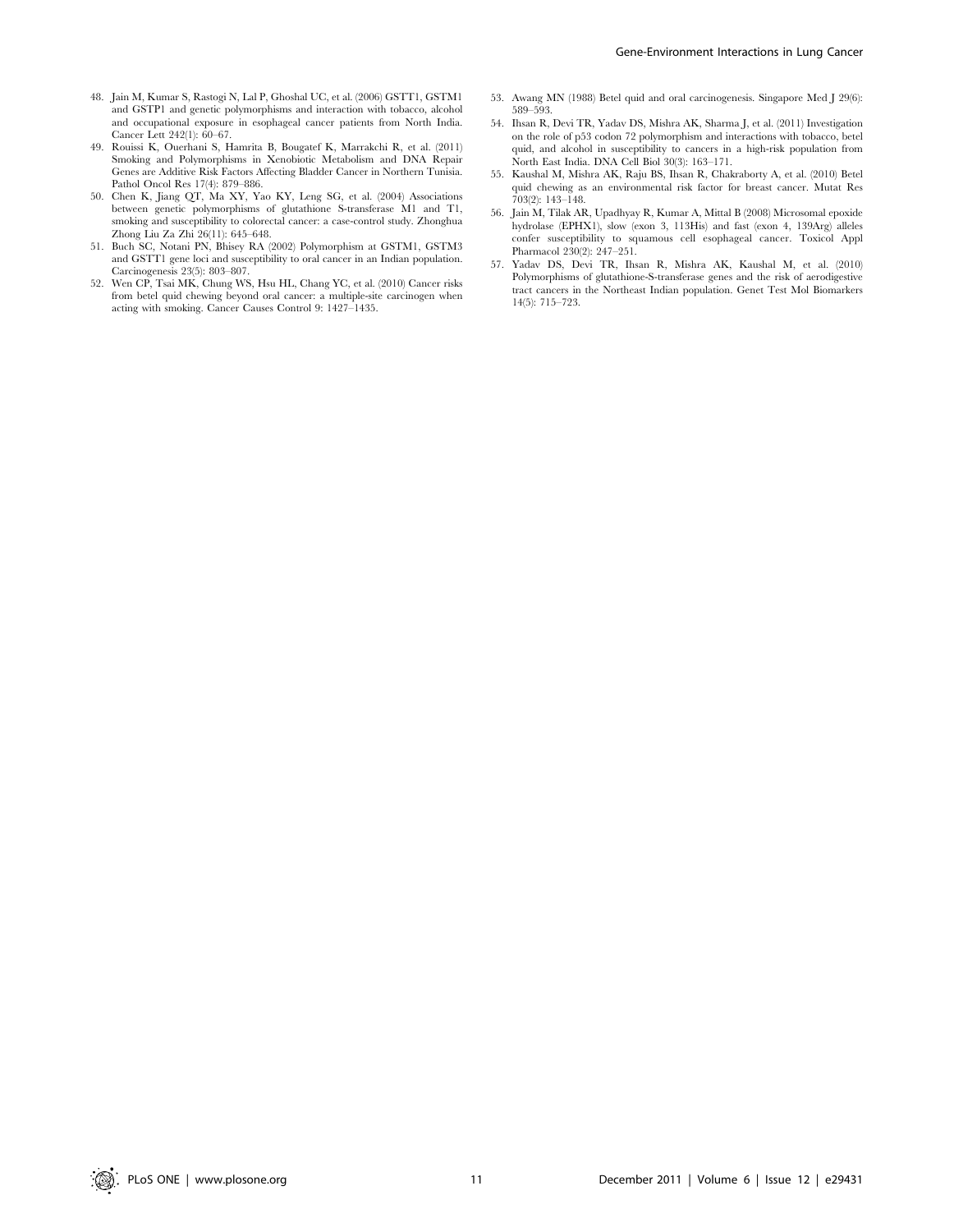48. Jain M, Kumar S, Rastogi N, Lal P, Ghoshal UC, et al. (2006) GSTT1, GSTM1 and GSTP1 and genetic polymorphisms and interaction with tobacco, alcohol and occupational exposure in esophageal cancer patients from North India. Cancer Lett 242(1): 60–67.
49. Rouissi K, Ouerhani S, Hamrita B, Bougatef K, Marrakchi R, et al. (2011) Smoking and Polymorphisms in Xenobiotic Metabolism and DNA Repair Genes are Additive Risk Factors Affecting Bladder Cancer in Northern Tunisia. Pathol Oncol Res 17(4): 879–886.
50. Chen K, Jiang QT, Ma XY, Yao KY, Leng SG, et al. (2004) Associations between genetic polymorphisms of glutathione S-transferase M1 and T1, smoking and susceptibility to colorectal cancer: a case-control study. Zhonghua Zhong Liu Za Zhi 26(11): 645–648.
51. Buch SC, Notani PN, Bhisey RA (2002) Polymorphism at GSTM1, GSTM3 and GSTT1 gene loci and susceptibility to oral cancer in an Indian population. Carcinogenesis 23(5): 803–807.
52. Wen CP, Tsai MK, Chung WS, Hsu HL, Chang YC, et al. (2010) Cancer risks from betel quid chewing beyond oral cancer: a multiple-site carcinogen when acting with smoking. Cancer Causes Control 9: 1427–1435.
53. Awang MN (1988) Betel quid and oral carcinogenesis. Singapore Med J 29(6): 589–593.
54. Ihsan R, Devi TR, Yadav DS, Mishra AK, Sharma J, et al. (2011) Investigation on the role of p53 codon 72 polymorphism and interactions with tobacco, betel quid, and alcohol in susceptibility to cancers in a high-risk population from North East India. DNA Cell Biol 30(3): 163–171.
55. Kaushal M, Mishra AK, Raju BS, Ihsan R, Chakraborty A, et al. (2010) Betel quid chewing as an environmental risk factor for breast cancer. Mutat Res 703(2): 143–148.
56. Jain M, Tilak AR, Upadhyay R, Kumar A, Mittal B (2008) Microsomal epoxide hydrolase (EPHX1), slow (exon 3, 113His) and fast (exon 4, 139Arg) alleles confer susceptibility to squamous cell esophageal cancer. Toxicol Appl Pharmacol 230(2): 247–251.
57. Yadav DS, Devi TR, Ihsan R, Mishra AK, Kaushal M, et al. (2010) Polymorphisms of glutathione-S-transferase genes and the risk of aerodigestive tract cancers in the Northeast Indian population. Genet Test Mol Biomarkers 14(5): 715–723.